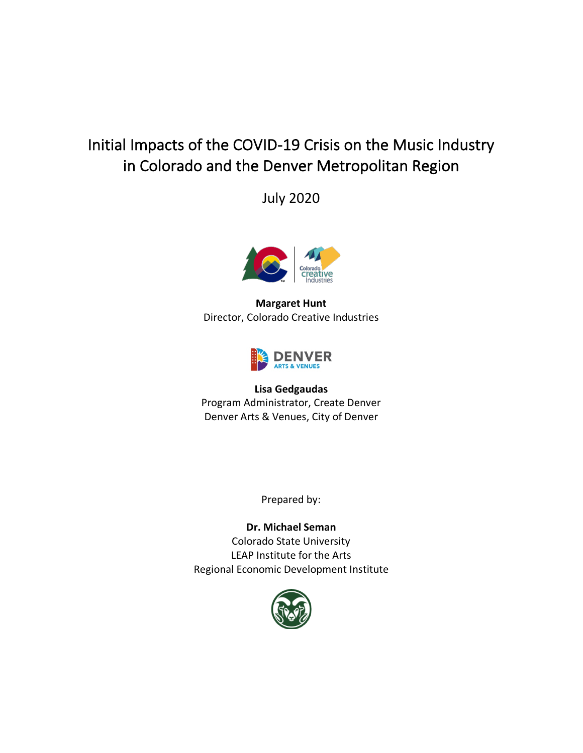# Initial Impacts of the COVID-19 Crisis on the Music Industry in Colorado and the Denver Metropolitan Region

July 2020

**Margaret Hunt**
Director, Colorado Creative Industries

**Lisa Gedgaudas**
Program Administrator, Create Denver
Denver Arts & Venues, City of Denver

Prepared by:

**Dr. Michael Seman**
Colorado State University
LEAP Institute for the Arts
Regional Economic Development Institute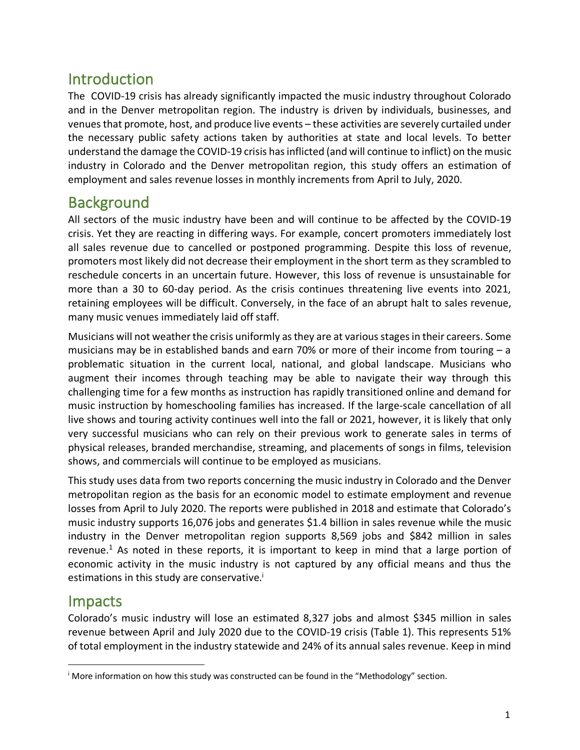## Introduction

The COVID-19 crisis has already significantly impacted the music industry throughout Colorado and in the Denver metropolitan region. The industry is driven by individuals, businesses, and venues that promote, host, and produce live events – these activities are severely curtailed under the necessary public safety actions taken by authorities at state and local levels. To better understand the damage the COVID-19 crisis has inflicted (and will continue to inflict) on the music industry in Colorado and the Denver metropolitan region, this study offers an estimation of employment and sales revenue losses in monthly increments from April to July, 2020.

## Background

All sectors of the music industry have been and will continue to be affected by the COVID-19 crisis. Yet they are reacting in differing ways. For example, concert promoters immediately lost all sales revenue due to cancelled or postponed programming. Despite this loss of revenue, promoters most likely did not decrease their employment in the short term as they scrambled to reschedule concerts in an uncertain future. However, this loss of revenue is unsustainable for more than a 30 to 60-day period. As the crisis continues threatening live events into 2021, retaining employees will be difficult. Conversely, in the face of an abrupt halt to sales revenue, many music venues immediately laid off staff.

Musicians will not weather the crisis uniformly as they are at various stages in their careers. Some musicians may be in established bands and earn 70% or more of their income from touring – a problematic situation in the current local, national, and global landscape. Musicians who augment their incomes through teaching may be able to navigate their way through this challenging time for a few months as instruction has rapidly transitioned online and demand for music instruction by homeschooling families has increased. If the large-scale cancellation of all live shows and touring activity continues well into the fall or 2021, however, it is likely that only very successful musicians who can rely on their previous work to generate sales in terms of physical releases, branded merchandise, streaming, and placements of songs in films, television shows, and commercials will continue to be employed as musicians.

This study uses data from two reports concerning the music industry in Colorado and the Denver metropolitan region as the basis for an economic model to estimate employment and revenue losses from April to July 2020. The reports were published in 2018 and estimate that Colorado's music industry supports 16,076 jobs and generates $1.4 billion in sales revenue while the music industry in the Denver metropolitan region supports 8,569 jobs and $842 million in sales revenue.[1] As noted in these reports, it is important to keep in mind that a large portion of economic activity in the music industry is not captured by any official means and thus the estimations in this study are conservative.[i]

## Impacts

Colorado's music industry will lose an estimated 8,327 jobs and almost $345 million in sales revenue between April and July 2020 due to the COVID-19 crisis (Table 1). This represents 51% of total employment in the industry statewide and 24% of its annual sales revenue. Keep in mind

---

[i] More information on how this study was constructed can be found in the "Methodology" section.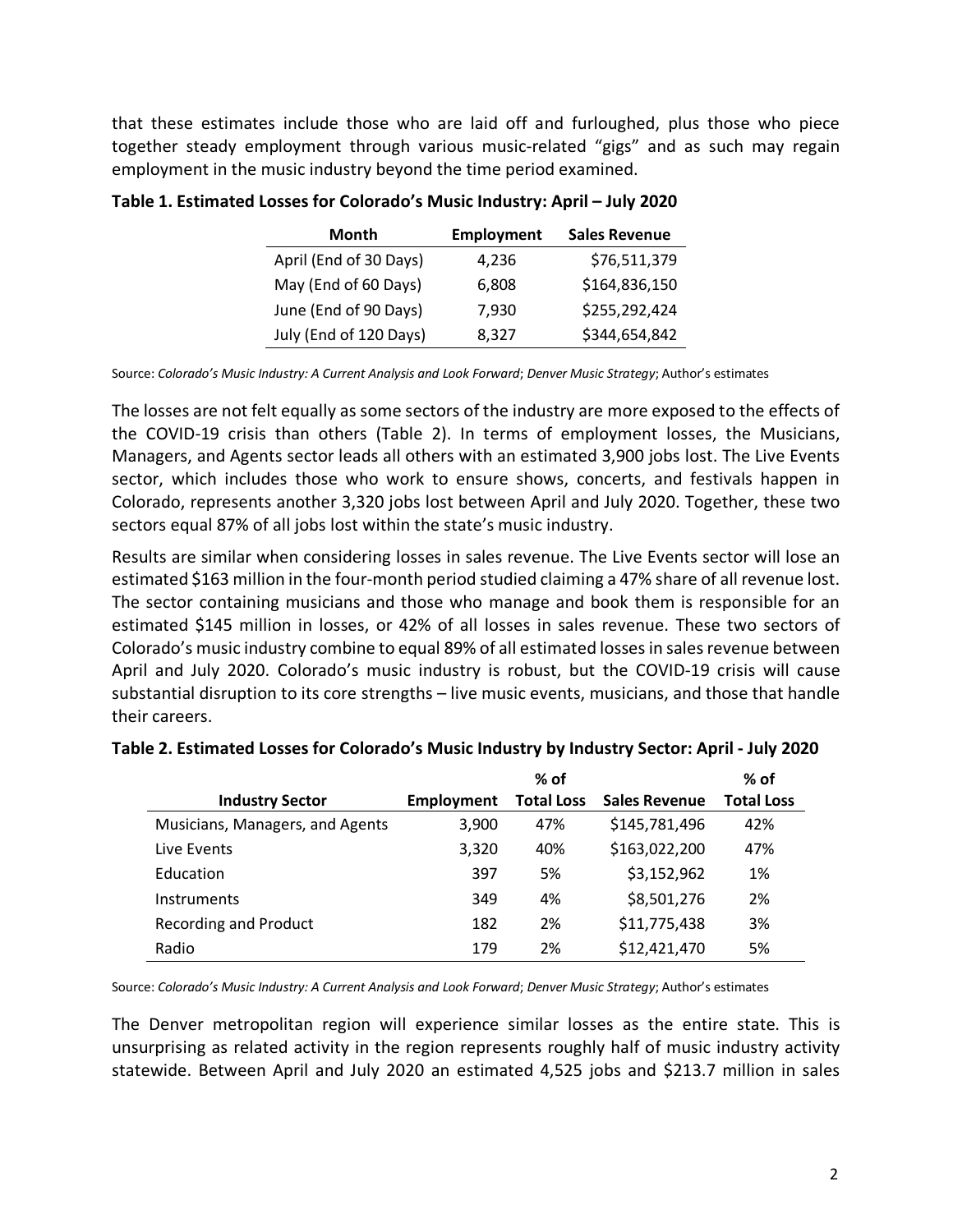that these estimates include those who are laid off and furloughed, plus those who piece together steady employment through various music-related "gigs" and as such may regain employment in the music industry beyond the time period examined.

**Table 1. Estimated Losses for Colorado's Music Industry: April – July 2020**

| Month | Employment | Sales Revenue |
|---|---|---|
| April (End of 30 Days) | 4,236 | $76,511,379 |
| May (End of 60 Days) | 6,808 | $164,836,150 |
| June (End of 90 Days) | 7,930 | $255,292,424 |
| July (End of 120 Days) | 8,327 | $344,654,842 |

Source: *Colorado's Music Industry: A Current Analysis and Look Forward*; *Denver Music Strategy*; Author's estimates

The losses are not felt equally as some sectors of the industry are more exposed to the effects of the COVID-19 crisis than others (Table 2). In terms of employment losses, the Musicians, Managers, and Agents sector leads all others with an estimated 3,900 jobs lost. The Live Events sector, which includes those who work to ensure shows, concerts, and festivals happen in Colorado, represents another 3,320 jobs lost between April and July 2020. Together, these two sectors equal 87% of all jobs lost within the state's music industry.

Results are similar when considering losses in sales revenue. The Live Events sector will lose an estimated $163 million in the four-month period studied claiming a 47% share of all revenue lost. The sector containing musicians and those who manage and book them is responsible for an estimated $145 million in losses, or 42% of all losses in sales revenue. These two sectors of Colorado's music industry combine to equal 89% of all estimated losses in sales revenue between April and July 2020. Colorado's music industry is robust, but the COVID-19 crisis will cause substantial disruption to its core strengths – live music events, musicians, and those that handle their careers.

**Table 2. Estimated Losses for Colorado's Music Industry by Industry Sector: April - July 2020**

| Industry Sector | Employment | % of Total Loss | Sales Revenue | % of Total Loss |
|---|---|---|---|---|
| Musicians, Managers, and Agents | 3,900 | 47% | $145,781,496 | 42% |
| Live Events | 3,320 | 40% | $163,022,200 | 47% |
| Education | 397 | 5% | $3,152,962 | 1% |
| Instruments | 349 | 4% | $8,501,276 | 2% |
| Recording and Product | 182 | 2% | $11,775,438 | 3% |
| Radio | 179 | 2% | $12,421,470 | 5% |

Source: *Colorado's Music Industry: A Current Analysis and Look Forward*; *Denver Music Strategy*; Author's estimates

The Denver metropolitan region will experience similar losses as the entire state. This is unsurprising as related activity in the region represents roughly half of music industry activity statewide. Between April and July 2020 an estimated 4,525 jobs and $213.7 million in sales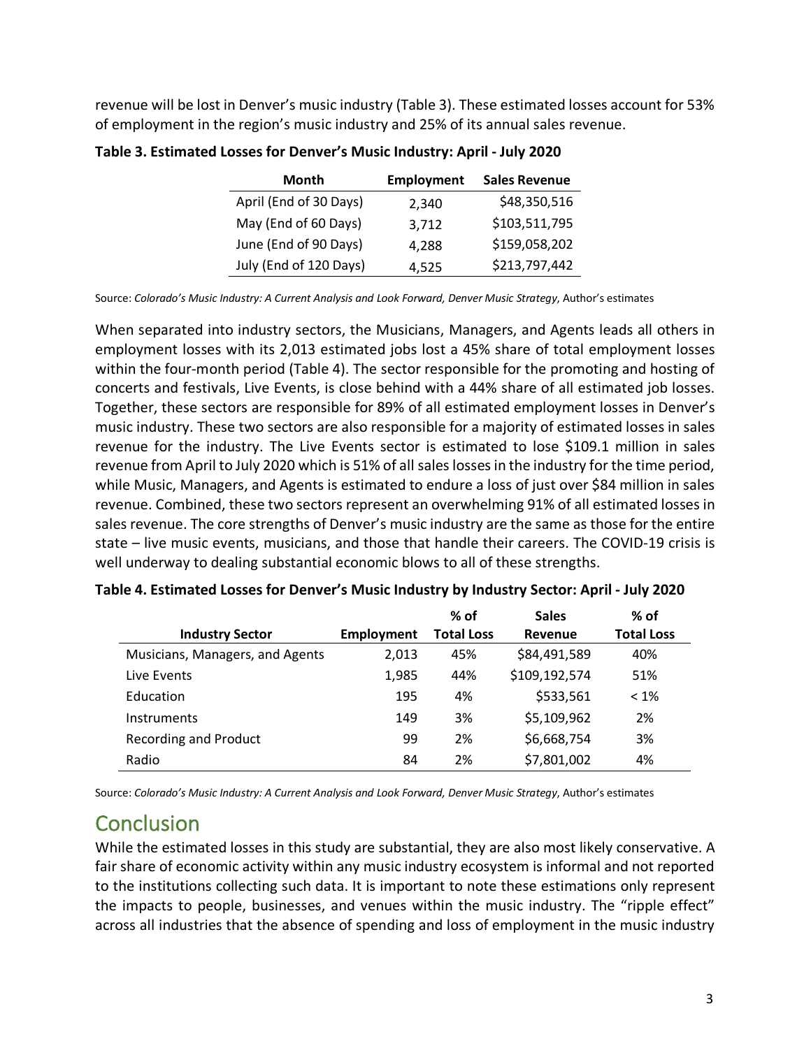revenue will be lost in Denver's music industry (Table 3). These estimated losses account for 53% of employment in the region's music industry and 25% of its annual sales revenue.

**Table 3. Estimated Losses for Denver's Music Industry: April - July 2020**

| Month | Employment | Sales Revenue |
|---|---|---|
| April (End of 30 Days) | 2,340 | $48,350,516 |
| May (End of 60 Days) | 3,712 | $103,511,795 |
| June (End of 90 Days) | 4,288 | $159,058,202 |
| July (End of 120 Days) | 4,525 | $213,797,442 |

Source: *Colorado's Music Industry: A Current Analysis and Look Forward, Denver Music Strategy*, Author's estimates

When separated into industry sectors, the Musicians, Managers, and Agents leads all others in employment losses with its 2,013 estimated jobs lost a 45% share of total employment losses within the four-month period (Table 4). The sector responsible for the promoting and hosting of concerts and festivals, Live Events, is close behind with a 44% share of all estimated job losses. Together, these sectors are responsible for 89% of all estimated employment losses in Denver's music industry. These two sectors are also responsible for a majority of estimated losses in sales revenue for the industry. The Live Events sector is estimated to lose $109.1 million in sales revenue from April to July 2020 which is 51% of all sales losses in the industry for the time period, while Music, Managers, and Agents is estimated to endure a loss of just over $84 million in sales revenue. Combined, these two sectors represent an overwhelming 91% of all estimated losses in sales revenue. The core strengths of Denver's music industry are the same as those for the entire state – live music events, musicians, and those that handle their careers. The COVID-19 crisis is well underway to dealing substantial economic blows to all of these strengths.

**Table 4. Estimated Losses for Denver's Music Industry by Industry Sector: April - July 2020**

| Industry Sector | Employment | % of Total Loss | Sales Revenue | % of Total Loss |
|---|---|---|---|---|
| Musicians, Managers, and Agents | 2,013 | 45% | $84,491,589 | 40% |
| Live Events | 1,985 | 44% | $109,192,574 | 51% |
| Education | 195 | 4% | $533,561 | < 1% |
| Instruments | 149 | 3% | $5,109,962 | 2% |
| Recording and Product | 99 | 2% | $6,668,754 | 3% |
| Radio | 84 | 2% | $7,801,002 | 4% |

Source: *Colorado's Music Industry: A Current Analysis and Look Forward, Denver Music Strategy*, Author's estimates

## Conclusion

While the estimated losses in this study are substantial, they are also most likely conservative. A fair share of economic activity within any music industry ecosystem is informal and not reported to the institutions collecting such data. It is important to note these estimations only represent the impacts to people, businesses, and venues within the music industry. The "ripple effect" across all industries that the absence of spending and loss of employment in the music industry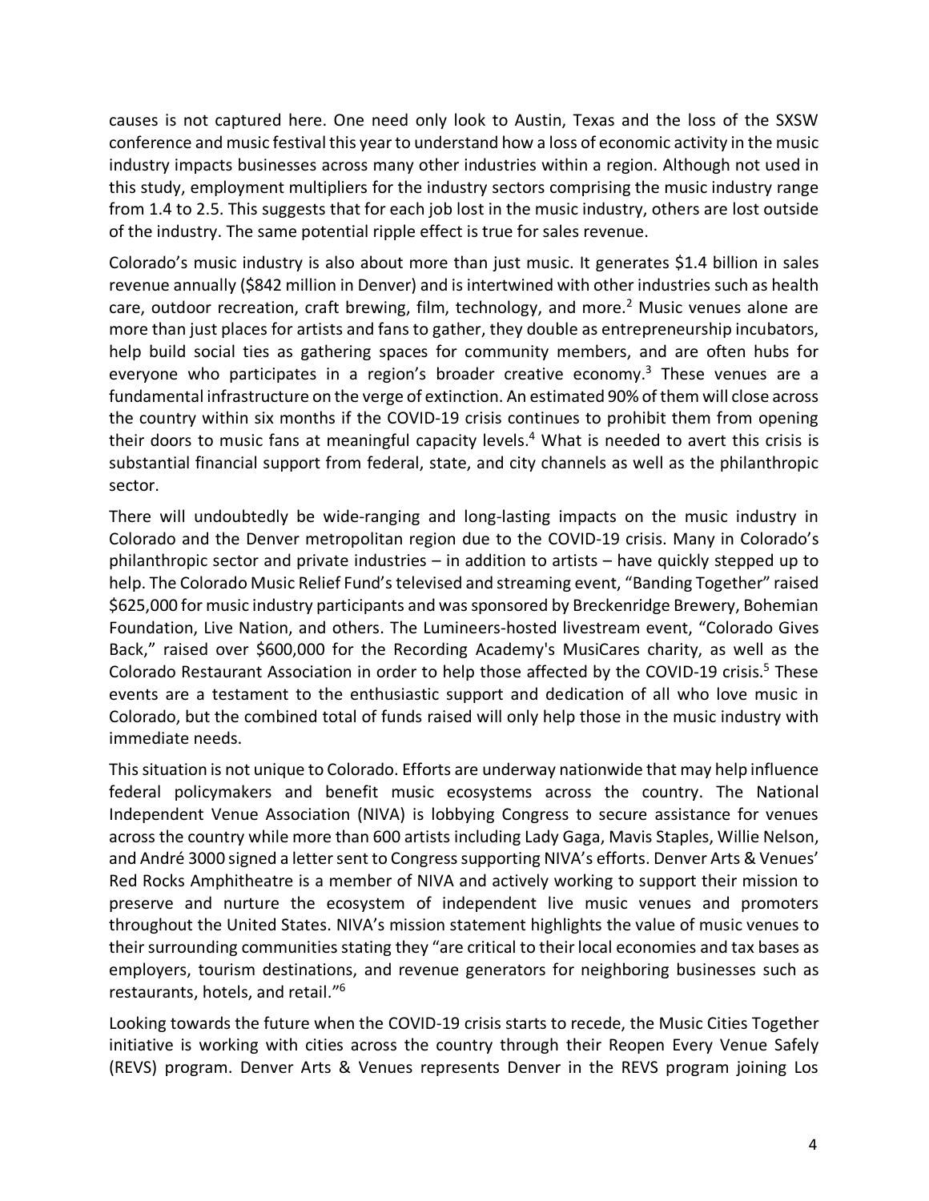causes is not captured here. One need only look to Austin, Texas and the loss of the SXSW conference and music festival this year to understand how a loss of economic activity in the music industry impacts businesses across many other industries within a region. Although not used in this study, employment multipliers for the industry sectors comprising the music industry range from 1.4 to 2.5. This suggests that for each job lost in the music industry, others are lost outside of the industry. The same potential ripple effect is true for sales revenue.

Colorado's music industry is also about more than just music. It generates $1.4 billion in sales revenue annually ($842 million in Denver) and is intertwined with other industries such as health care, outdoor recreation, craft brewing, film, technology, and more.[2] Music venues alone are more than just places for artists and fans to gather, they double as entrepreneurship incubators, help build social ties as gathering spaces for community members, and are often hubs for everyone who participates in a region's broader creative economy.[3] These venues are a fundamental infrastructure on the verge of extinction. An estimated 90% of them will close across the country within six months if the COVID-19 crisis continues to prohibit them from opening their doors to music fans at meaningful capacity levels.[4] What is needed to avert this crisis is substantial financial support from federal, state, and city channels as well as the philanthropic sector.

There will undoubtedly be wide-ranging and long-lasting impacts on the music industry in Colorado and the Denver metropolitan region due to the COVID-19 crisis. Many in Colorado's philanthropic sector and private industries – in addition to artists – have quickly stepped up to help. The Colorado Music Relief Fund's televised and streaming event, "Banding Together" raised $625,000 for music industry participants and was sponsored by Breckenridge Brewery, Bohemian Foundation, Live Nation, and others. The Lumineers-hosted livestream event, "Colorado Gives Back," raised over $600,000 for the Recording Academy's MusiCares charity, as well as the Colorado Restaurant Association in order to help those affected by the COVID-19 crisis.[5] These events are a testament to the enthusiastic support and dedication of all who love music in Colorado, but the combined total of funds raised will only help those in the music industry with immediate needs.

This situation is not unique to Colorado. Efforts are underway nationwide that may help influence federal policymakers and benefit music ecosystems across the country. The National Independent Venue Association (NIVA) is lobbying Congress to secure assistance for venues across the country while more than 600 artists including Lady Gaga, Mavis Staples, Willie Nelson, and André 3000 signed a letter sent to Congress supporting NIVA's efforts. Denver Arts & Venues' Red Rocks Amphitheatre is a member of NIVA and actively working to support their mission to preserve and nurture the ecosystem of independent live music venues and promoters throughout the United States. NIVA's mission statement highlights the value of music venues to their surrounding communities stating they "are critical to their local economies and tax bases as employers, tourism destinations, and revenue generators for neighboring businesses such as restaurants, hotels, and retail."[6]

Looking towards the future when the COVID-19 crisis starts to recede, the Music Cities Together initiative is working with cities across the country through their Reopen Every Venue Safely (REVS) program. Denver Arts & Venues represents Denver in the REVS program joining Los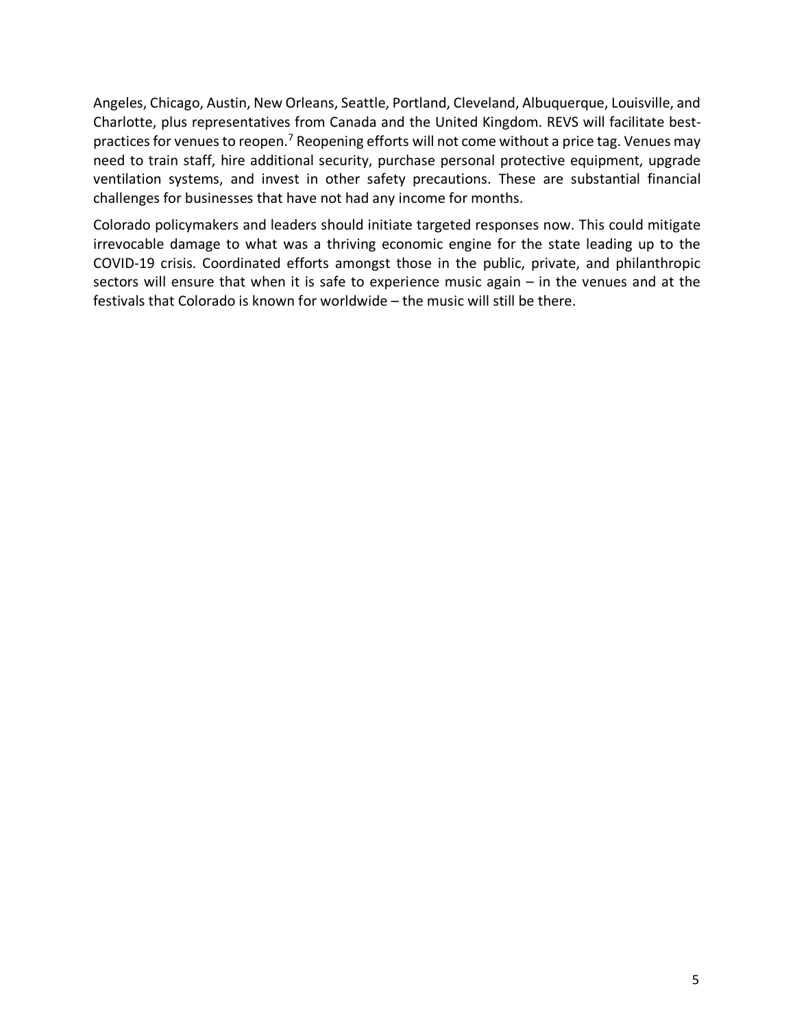Angeles, Chicago, Austin, New Orleans, Seattle, Portland, Cleveland, Albuquerque, Louisville, and Charlotte, plus representatives from Canada and the United Kingdom. REVS will facilitate best-practices for venues to reopen.[7] Reopening efforts will not come without a price tag. Venues may need to train staff, hire additional security, purchase personal protective equipment, upgrade ventilation systems, and invest in other safety precautions. These are substantial financial challenges for businesses that have not had any income for months.

Colorado policymakers and leaders should initiate targeted responses now. This could mitigate irrevocable damage to what was a thriving economic engine for the state leading up to the COVID-19 crisis. Coordinated efforts amongst those in the public, private, and philanthropic sectors will ensure that when it is safe to experience music again – in the venues and at the festivals that Colorado is known for worldwide – the music will still be there.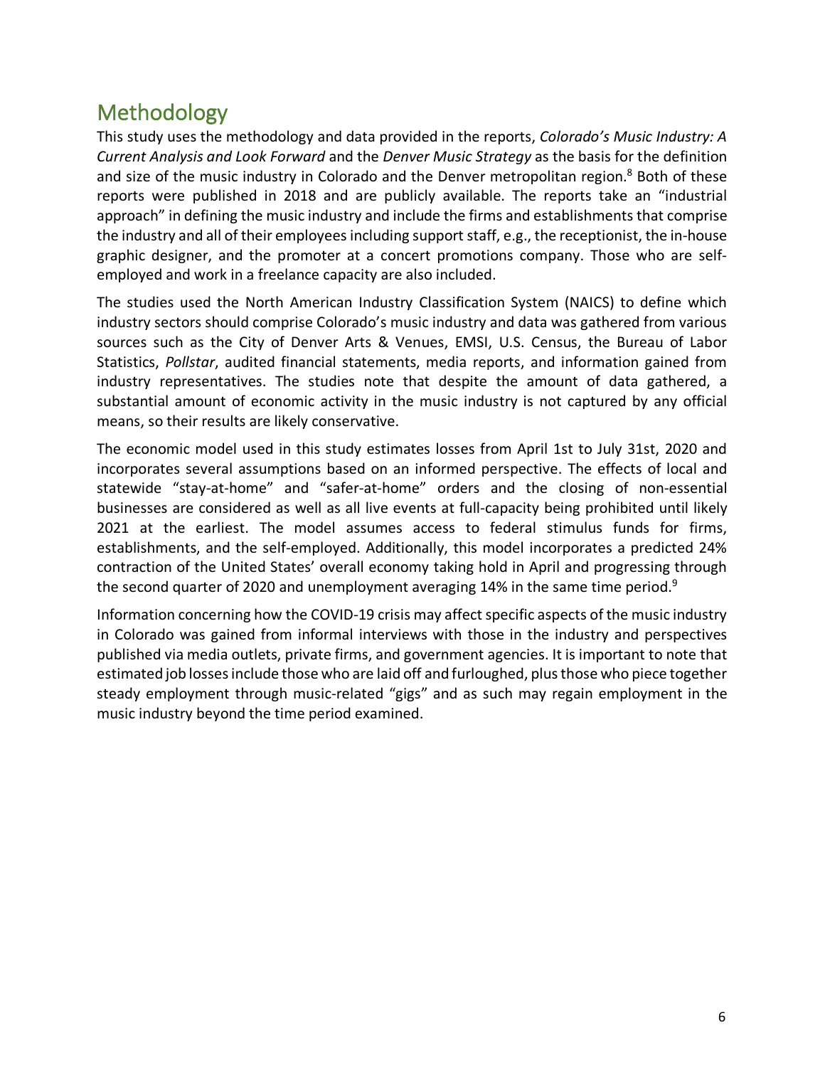## Methodology

This study uses the methodology and data provided in the reports, *Colorado's Music Industry: A Current Analysis and Look Forward* and the *Denver Music Strategy* as the basis for the definition and size of the music industry in Colorado and the Denver metropolitan region.[8] Both of these reports were published in 2018 and are publicly available. The reports take an "industrial approach" in defining the music industry and include the firms and establishments that comprise the industry and all of their employees including support staff, e.g., the receptionist, the in-house graphic designer, and the promoter at a concert promotions company. Those who are self-employed and work in a freelance capacity are also included.

The studies used the North American Industry Classification System (NAICS) to define which industry sectors should comprise Colorado's music industry and data was gathered from various sources such as the City of Denver Arts & Venues, EMSI, U.S. Census, the Bureau of Labor Statistics, *Pollstar*, audited financial statements, media reports, and information gained from industry representatives. The studies note that despite the amount of data gathered, a substantial amount of economic activity in the music industry is not captured by any official means, so their results are likely conservative.

The economic model used in this study estimates losses from April 1st to July 31st, 2020 and incorporates several assumptions based on an informed perspective. The effects of local and statewide "stay-at-home" and "safer-at-home" orders and the closing of non-essential businesses are considered as well as all live events at full-capacity being prohibited until likely 2021 at the earliest. The model assumes access to federal stimulus funds for firms, establishments, and the self-employed. Additionally, this model incorporates a predicted 24% contraction of the United States' overall economy taking hold in April and progressing through the second quarter of 2020 and unemployment averaging 14% in the same time period.[9]

Information concerning how the COVID-19 crisis may affect specific aspects of the music industry in Colorado was gained from informal interviews with those in the industry and perspectives published via media outlets, private firms, and government agencies. It is important to note that estimated job losses include those who are laid off and furloughed, plus those who piece together steady employment through music-related "gigs" and as such may regain employment in the music industry beyond the time period examined.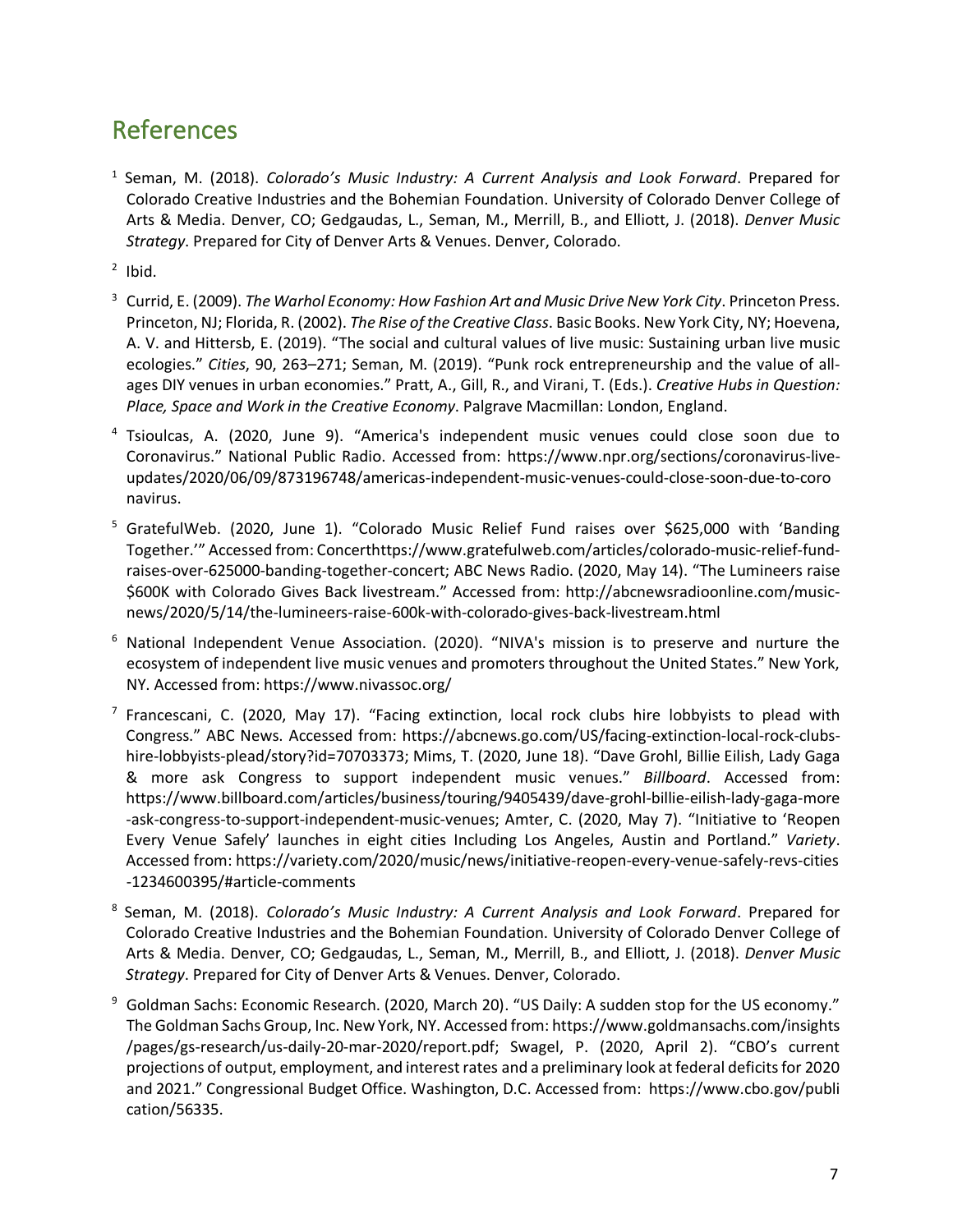## References

[1] Seman, M. (2018). *Colorado's Music Industry: A Current Analysis and Look Forward*. Prepared for Colorado Creative Industries and the Bohemian Foundation. University of Colorado Denver College of Arts & Media. Denver, CO; Gedgaudas, L., Seman, M., Merrill, B., and Elliott, J. (2018). *Denver Music Strategy*. Prepared for City of Denver Arts & Venues. Denver, Colorado.

[2] Ibid.

[3] Currid, E. (2009). *The Warhol Economy: How Fashion Art and Music Drive New York City*. Princeton Press. Princeton, NJ; Florida, R. (2002). *The Rise of the Creative Class*. Basic Books. New York City, NY; Hoevena, A. V. and Hittersb, E. (2019). "The social and cultural values of live music: Sustaining urban live music ecologies." *Cities*, 90, 263–271; Seman, M. (2019). "Punk rock entrepreneurship and the value of all-ages DIY venues in urban economies." Pratt, A., Gill, R., and Virani, T. (Eds.). *Creative Hubs in Question: Place, Space and Work in the Creative Economy*. Palgrave Macmillan: London, England.

[4] Tsioulcas, A. (2020, June 9). "America's independent music venues could close soon due to Coronavirus." National Public Radio. Accessed from: https://www.npr.org/sections/coronavirus-live-updates/2020/06/09/873196748/americas-independent-music-venues-could-close-soon-due-to-coronavirus.

[5] GratefulWeb. (2020, June 1). "Colorado Music Relief Fund raises over $625,000 with 'Banding Together.'" Accessed from: Concerthttps://www.gratefulweb.com/articles/colorado-music-relief-fund-raises-over-625000-banding-together-concert; ABC News Radio. (2020, May 14). "The Lumineers raise $600K with Colorado Gives Back livestream." Accessed from: http://abcnewsradioonline.com/music-news/2020/5/14/the-lumineers-raise-600k-with-colorado-gives-back-livestream.html

[6] National Independent Venue Association. (2020). "NIVA's mission is to preserve and nurture the ecosystem of independent live music venues and promoters throughout the United States." New York, NY. Accessed from: https://www.nivassoc.org/

[7] Francescani, C. (2020, May 17). "Facing extinction, local rock clubs hire lobbyists to plead with Congress." ABC News. Accessed from: https://abcnews.go.com/US/facing-extinction-local-rock-clubs-hire-lobbyists-plead/story?id=70703373; Mims, T. (2020, June 18). "Dave Grohl, Billie Eilish, Lady Gaga & more ask Congress to support independent music venues." *Billboard*. Accessed from: https://www.billboard.com/articles/business/touring/9405439/dave-grohl-billie-eilish-lady-gaga-more-ask-congress-to-support-independent-music-venues; Amter, C. (2020, May 7). "Initiative to 'Reopen Every Venue Safely' launches in eight cities Including Los Angeles, Austin and Portland." *Variety*. Accessed from: https://variety.com/2020/music/news/initiative-reopen-every-venue-safely-revs-cities-1234600395/#article-comments

[8] Seman, M. (2018). *Colorado's Music Industry: A Current Analysis and Look Forward*. Prepared for Colorado Creative Industries and the Bohemian Foundation. University of Colorado Denver College of Arts & Media. Denver, CO; Gedgaudas, L., Seman, M., Merrill, B., and Elliott, J. (2018). *Denver Music Strategy*. Prepared for City of Denver Arts & Venues. Denver, Colorado.

[9] Goldman Sachs: Economic Research. (2020, March 20). "US Daily: A sudden stop for the US economy." The Goldman Sachs Group, Inc. New York, NY. Accessed from: https://www.goldmansachs.com/insights/pages/gs-research/us-daily-20-mar-2020/report.pdf; Swagel, P. (2020, April 2). "CBO's current projections of output, employment, and interest rates and a preliminary look at federal deficits for 2020 and 2021." Congressional Budget Office. Washington, D.C. Accessed from: https://www.cbo.gov/publication/56335.